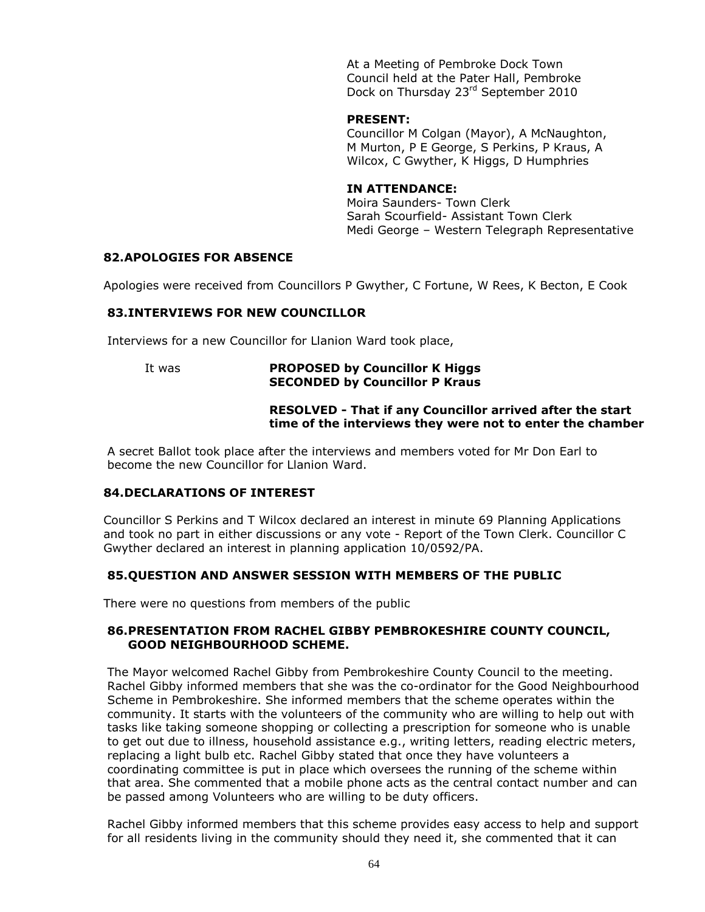At a Meeting of Pembroke Dock Town Council held at the Pater Hall, Pembroke Dock on Thursday 23rd September 2010

**PRESENT:**

Councillor M Colgan (Mayor), A McNaughton, M Murton, P E George, S Perkins, P Kraus, A Wilcox, C Gwyther, K Higgs, D Humphries

**IN ATTENDANCE:**

Moira Saunders- Town Clerk
Sarah Scourfield- Assistant Town Clerk
Medi George – Western Telegraph Representative

## 82.APOLOGIES FOR ABSENCE

Apologies were received from Councillors P Gwyther, C Fortune, W Rees, K Becton, E Cook

## 83.INTERVIEWS FOR NEW COUNCILLOR

Interviews for a new Councillor for Llanion Ward took place,

It was **PROPOSED by Councillor K Higgs**
**SECONDED by Councillor P Kraus**

**RESOLVED - That if any Councillor arrived after the start time of the interviews they were not to enter the chamber**

A secret Ballot took place after the interviews and members voted for Mr Don Earl to become the new Councillor for Llanion Ward.

## 84.DECLARATIONS OF INTEREST

Councillor S Perkins and T Wilcox declared an interest in minute 69 Planning Applications and took no part in either discussions or any vote - Report of the Town Clerk. Councillor C Gwyther declared an interest in planning application 10/0592/PA.

## 85.QUESTION AND ANSWER SESSION WITH MEMBERS OF THE PUBLIC

There were no questions from members of the public

## 86.PRESENTATION FROM RACHEL GIBBY PEMBROKESHIRE COUNTY COUNCIL, GOOD NEIGHBOURHOOD SCHEME.

The Mayor welcomed Rachel Gibby from Pembrokeshire County Council to the meeting. Rachel Gibby informed members that she was the co-ordinator for the Good Neighbourhood Scheme in Pembrokeshire. She informed members that the scheme operates within the community. It starts with the volunteers of the community who are willing to help out with tasks like taking someone shopping or collecting a prescription for someone who is unable to get out due to illness, household assistance e.g., writing letters, reading electric meters, replacing a light bulb etc. Rachel Gibby stated that once they have volunteers a coordinating committee is put in place which oversees the running of the scheme within that area. She commented that a mobile phone acts as the central contact number and can be passed among Volunteers who are willing to be duty officers.

Rachel Gibby informed members that this scheme provides easy access to help and support for all residents living in the community should they need it, she commented that it can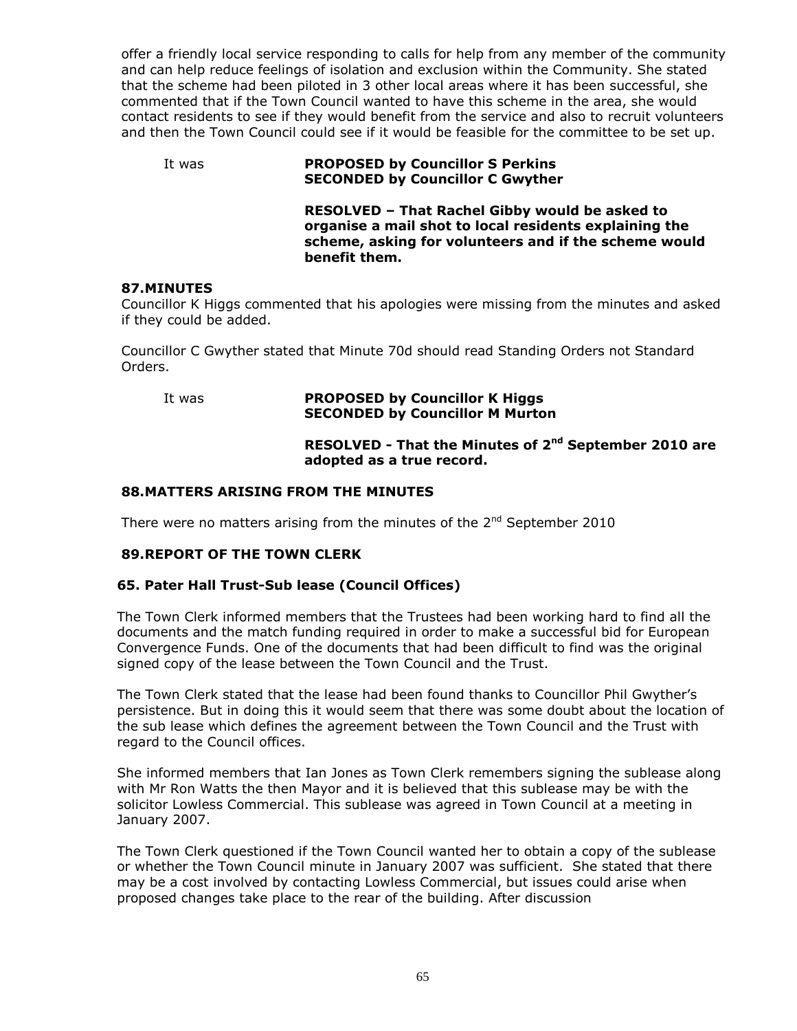offer a friendly local service responding to calls for help from any member of the community and can help reduce feelings of isolation and exclusion within the Community. She stated that the scheme had been piloted in 3 other local areas where it has been successful, she commented that if the Town Council wanted to have this scheme in the area, she would contact residents to see if they would benefit from the service and also to recruit volunteers and then the Town Council could see if it would be feasible for the committee to be set up.

It was **PROPOSED by Councillor S Perkins**
**SECONDED by Councillor C Gwyther**

**RESOLVED – That Rachel Gibby would be asked to organise a mail shot to local residents explaining the scheme, asking for volunteers and if the scheme would benefit them.**

**87.MINUTES**

Councillor K Higgs commented that his apologies were missing from the minutes and asked if they could be added.

Councillor C Gwyther stated that Minute 70d should read Standing Orders not Standard Orders.

It was **PROPOSED by Councillor K Higgs**
**SECONDED by Councillor M Murton**

**RESOLVED - That the Minutes of 2nd September 2010 are adopted as a true record.**

**88.MATTERS ARISING FROM THE MINUTES**

There were no matters arising from the minutes of the 2nd September 2010

**89.REPORT OF THE TOWN CLERK**

**65. Pater Hall Trust-Sub lease (Council Offices)**

The Town Clerk informed members that the Trustees had been working hard to find all the documents and the match funding required in order to make a successful bid for European Convergence Funds. One of the documents that had been difficult to find was the original signed copy of the lease between the Town Council and the Trust.

The Town Clerk stated that the lease had been found thanks to Councillor Phil Gwyther's persistence. But in doing this it would seem that there was some doubt about the location of the sub lease which defines the agreement between the Town Council and the Trust with regard to the Council offices.

She informed members that Ian Jones as Town Clerk remembers signing the sublease along with Mr Ron Watts the then Mayor and it is believed that this sublease may be with the solicitor Lowless Commercial. This sublease was agreed in Town Council at a meeting in January 2007.

The Town Clerk questioned if the Town Council wanted her to obtain a copy of the sublease or whether the Town Council minute in January 2007 was sufficient. She stated that there may be a cost involved by contacting Lowless Commercial, but issues could arise when proposed changes take place to the rear of the building. After discussion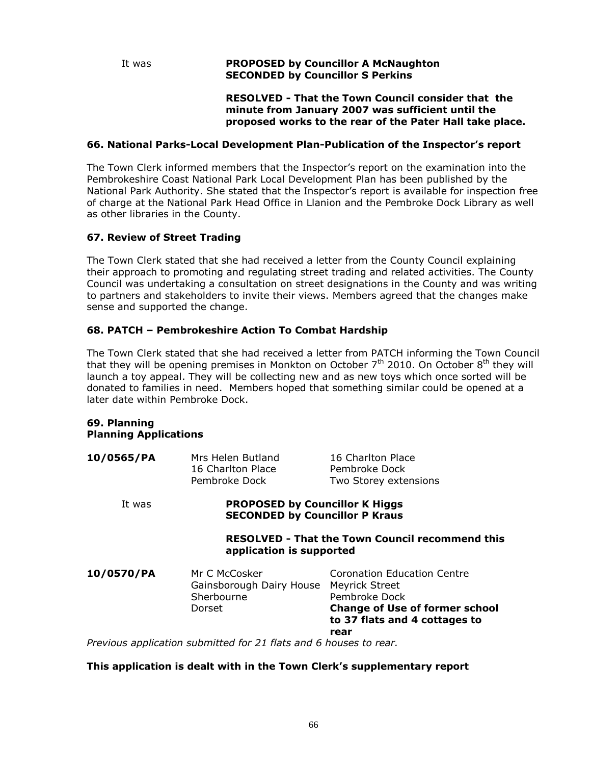It was **PROPOSED by Councillor A McNaughton**
**SECONDED by Councillor S Perkins**

**RESOLVED - That the Town Council consider that the minute from January 2007 was sufficient until the proposed works to the rear of the Pater Hall take place.**

### 66. National Parks-Local Development Plan-Publication of the Inspector's report

The Town Clerk informed members that the Inspector's report on the examination into the Pembrokeshire Coast National Park Local Development Plan has been published by the National Park Authority. She stated that the Inspector's report is available for inspection free of charge at the National Park Head Office in Llanion and the Pembroke Dock Library as well as other libraries in the County.

### 67. Review of Street Trading

The Town Clerk stated that she had received a letter from the County Council explaining their approach to promoting and regulating street trading and related activities. The County Council was undertaking a consultation on street designations in the County and was writing to partners and stakeholders to invite their views. Members agreed that the changes make sense and supported the change.

### 68. PATCH – Pembrokeshire Action To Combat Hardship

The Town Clerk stated that she had received a letter from PATCH informing the Town Council that they will be opening premises in Monkton on October 7th 2010. On October 8th they will launch a toy appeal. They will be collecting new and as new toys which once sorted will be donated to families in need. Members hoped that something similar could be opened at a later date within Pembroke Dock.

### 69. Planning
### Planning Applications

| | | |
|---|---|---|
| **10/0565/PA** | Mrs Helen Butland<br>16 Charlton Place<br>Pembroke Dock | 16 Charlton Place<br>Pembroke Dock<br>Two Storey extensions |

It was **PROPOSED by Councillor K Higgs**
**SECONDED by Councillor P Kraus**

**RESOLVED - That the Town Council recommend this application is supported**

| | | |
|---|---|---|
| **10/0570/PA** | Mr C McCosker<br>Gainsborough Dairy House<br>Sherbourne<br>Dorset | Coronation Education Centre<br>Meyrick Street<br>Pembroke Dock<br>**Change of Use of former school to 37 flats and 4 cottages to rear** |

*Previous application submitted for 21 flats and 6 houses to rear.*

**This application is dealt with in the Town Clerk's supplementary report**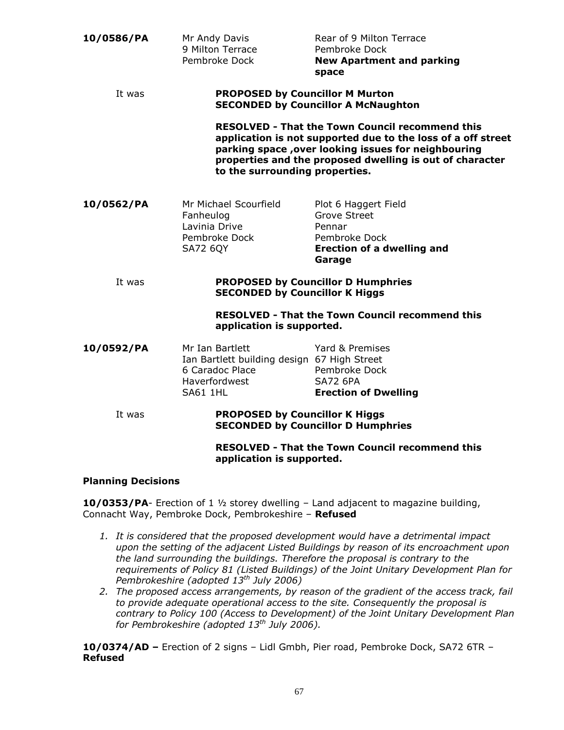**10/0586/PA** Mr Andy Davis, 9 Milton Terrace, Pembroke Dock — Rear of 9 Milton Terrace, Pembroke Dock — **New Apartment and parking space**

It was **PROPOSED by Councillor M Murton**
**SECONDED by Councillor A McNaughton**

**RESOLVED - That the Town Council recommend this application is not supported due to the loss of a off street parking space ,over looking issues for neighbouring properties and the proposed dwelling is out of character to the surrounding properties.**

**10/0562/PA** Mr Michael Scourfield, Fanheulog, Lavinia Drive, Pembroke Dock, SA72 6QY — Plot 6 Haggert Field, Grove Street, Pennar, Pembroke Dock — **Erection of a dwelling and Garage**

It was **PROPOSED by Councillor D Humphries**
**SECONDED by Councillor K Higgs**

**RESOLVED - That the Town Council recommend this application is supported.**

**10/0592/PA** Mr Ian Bartlett, Ian Bartlett building design, 6 Caradoc Place, Haverfordwest, SA61 1HL — Yard & Premises, 67 High Street, Pembroke Dock, SA72 6PA — **Erection of Dwelling**

It was **PROPOSED by Councillor K Higgs**
**SECONDED by Councillor D Humphries**

**RESOLVED - That the Town Council recommend this application is supported.**

**Planning Decisions**

**10/0353/PA**- Erection of 1 ½ storey dwelling – Land adjacent to magazine building, Connacht Way, Pembroke Dock, Pembrokeshire – **Refused**

1. *It is considered that the proposed development would have a detrimental impact upon the setting of the adjacent Listed Buildings by reason of its encroachment upon the land surrounding the buildings. Therefore the proposal is contrary to the requirements of Policy 81 (Listed Buildings) of the Joint Unitary Development Plan for Pembrokeshire (adopted 13th July 2006)*
2. *The proposed access arrangements, by reason of the gradient of the access track, fail to provide adequate operational access to the site. Consequently the proposal is contrary to Policy 100 (Access to Development) of the Joint Unitary Development Plan for Pembrokeshire (adopted 13th July 2006).*

**10/0374/AD –** Erection of 2 signs – Lidl Gmbh, Pier road, Pembroke Dock, SA72 6TR – **Refused**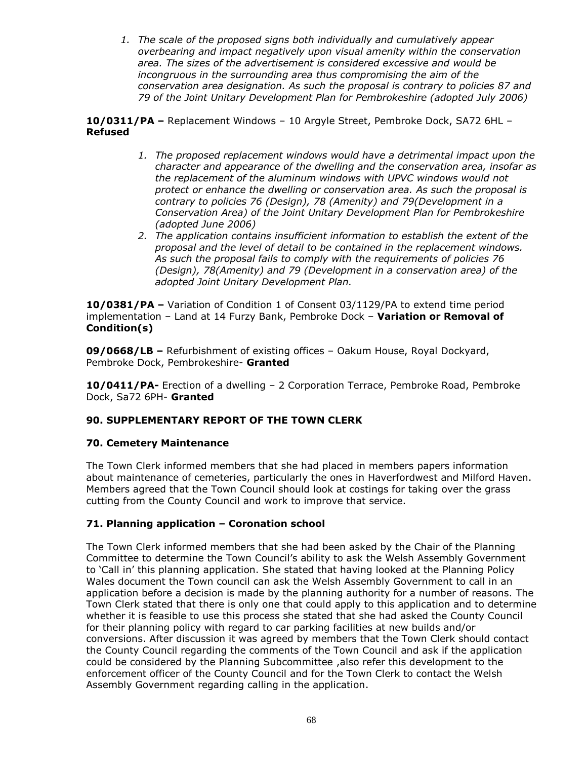1. *The scale of the proposed signs both individually and cumulatively appear overbearing and impact negatively upon visual amenity within the conservation area. The sizes of the advertisement is considered excessive and would be incongruous in the surrounding area thus compromising the aim of the conservation area designation. As such the proposal is contrary to policies 87 and 79 of the Joint Unitary Development Plan for Pembrokeshire (adopted July 2006)*

**10/0311/PA –** Replacement Windows – 10 Argyle Street, Pembroke Dock, SA72 6HL – **Refused**

1. *The proposed replacement windows would have a detrimental impact upon the character and appearance of the dwelling and the conservation area, insofar as the replacement of the aluminum windows with UPVC windows would not protect or enhance the dwelling or conservation area. As such the proposal is contrary to policies 76 (Design), 78 (Amenity) and 79(Development in a Conservation Area) of the Joint Unitary Development Plan for Pembrokeshire (adopted June 2006)*
2. *The application contains insufficient information to establish the extent of the proposal and the level of detail to be contained in the replacement windows. As such the proposal fails to comply with the requirements of policies 76 (Design), 78(Amenity) and 79 (Development in a conservation area) of the adopted Joint Unitary Development Plan.*

**10/0381/PA –** Variation of Condition 1 of Consent 03/1129/PA to extend time period implementation – Land at 14 Furzy Bank, Pembroke Dock – **Variation or Removal of Condition(s)**

**09/0668/LB –** Refurbishment of existing offices – Oakum House, Royal Dockyard, Pembroke Dock, Pembrokeshire- **Granted**

**10/0411/PA-** Erection of a dwelling – 2 Corporation Terrace, Pembroke Road, Pembroke Dock, Sa72 6PH- **Granted**

## 90. SUPPLEMENTARY REPORT OF THE TOWN CLERK

### 70. Cemetery Maintenance

The Town Clerk informed members that she had placed in members papers information about maintenance of cemeteries, particularly the ones in Haverfordwest and Milford Haven. Members agreed that the Town Council should look at costings for taking over the grass cutting from the County Council and work to improve that service.

### 71. Planning application – Coronation school

The Town Clerk informed members that she had been asked by the Chair of the Planning Committee to determine the Town Council's ability to ask the Welsh Assembly Government to 'Call in' this planning application. She stated that having looked at the Planning Policy Wales document the Town council can ask the Welsh Assembly Government to call in an application before a decision is made by the planning authority for a number of reasons. The Town Clerk stated that there is only one that could apply to this application and to determine whether it is feasible to use this process she stated that she had asked the County Council for their planning policy with regard to car parking facilities at new builds and/or conversions. After discussion it was agreed by members that the Town Clerk should contact the County Council regarding the comments of the Town Council and ask if the application could be considered by the Planning Subcommittee ,also refer this development to the enforcement officer of the County Council and for the Town Clerk to contact the Welsh Assembly Government regarding calling in the application.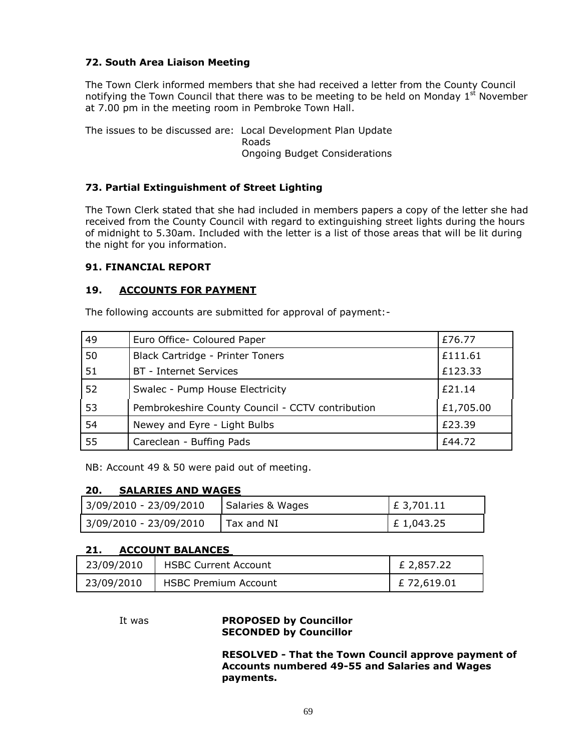### 72. South Area Liaison Meeting

The Town Clerk informed members that she had received a letter from the County Council notifying the Town Council that there was to be meeting to be held on Monday 1st November at 7.00 pm in the meeting room in Pembroke Town Hall.

The issues to be discussed are: Local Development Plan Update
Roads
Ongoing Budget Considerations

### 73. Partial Extinguishment of Street Lighting

The Town Clerk stated that she had included in members papers a copy of the letter she had received from the County Council with regard to extinguishing street lights during the hours of midnight to 5.30am. Included with the letter is a list of those areas that will be lit during the night for you information.

### 91. FINANCIAL REPORT

### 19. ACCOUNTS FOR PAYMENT

The following accounts are submitted for approval of payment:-

| | | |
|---|---|---|
| 49 | Euro Office- Coloured Paper | £76.77 |
| 50 | Black Cartridge - Printer Toners | £111.61 |
| 51 | BT - Internet Services | £123.33 |
| 52 | Swalec - Pump House Electricity | £21.14 |
| 53 | Pembrokeshire County Council - CCTV contribution | £1,705.00 |
| 54 | Newey and Eyre - Light Bulbs | £23.39 |
| 55 | Careclean - Buffing Pads | £44.72 |

NB: Account 49 & 50 were paid out of meeting.

### 20. SALARIES AND WAGES

| | | |
|---|---|---|
| 3/09/2010 - 23/09/2010 | Salaries & Wages | £ 3,701.11 |
| 3/09/2010 - 23/09/2010 | Tax and NI | £ 1,043.25 |

### 21. ACCOUNT BALANCES

| | | |
|---|---|---|
| 23/09/2010 | HSBC Current Account | £ 2,857.22 |
| 23/09/2010 | HSBC Premium Account | £ 72,619.01 |

It was **PROPOSED by Councillor**
**SECONDED by Councillor**

**RESOLVED - That the Town Council approve payment of Accounts numbered 49-55 and Salaries and Wages payments.**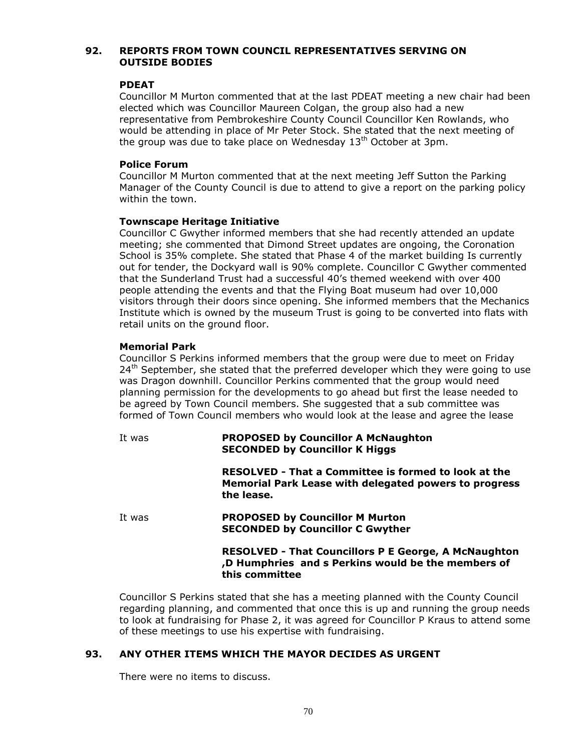## 92. REPORTS FROM TOWN COUNCIL REPRESENTATIVES SERVING ON OUTSIDE BODIES

**PDEAT**

Councillor M Murton commented that at the last PDEAT meeting a new chair had been elected which was Councillor Maureen Colgan, the group also had a new representative from Pembrokeshire County Council Councillor Ken Rowlands, who would be attending in place of Mr Peter Stock. She stated that the next meeting of the group was due to take place on Wednesday 13th October at 3pm.

**Police Forum**

Councillor M Murton commented that at the next meeting Jeff Sutton the Parking Manager of the County Council is due to attend to give a report on the parking policy within the town.

**Townscape Heritage Initiative**

Councillor C Gwyther informed members that she had recently attended an update meeting; she commented that Dimond Street updates are ongoing, the Coronation School is 35% complete. She stated that Phase 4 of the market building Is currently out for tender, the Dockyard wall is 90% complete. Councillor C Gwyther commented that the Sunderland Trust had a successful 40's themed weekend with over 400 people attending the events and that the Flying Boat museum had over 10,000 visitors through their doors since opening. She informed members that the Mechanics Institute which is owned by the museum Trust is going to be converted into flats with retail units on the ground floor.

**Memorial Park**

Councillor S Perkins informed members that the group were due to meet on Friday 24th September, she stated that the preferred developer which they were going to use was Dragon downhill. Councillor Perkins commented that the group would need planning permission for the developments to go ahead but first the lease needed to be agreed by Town Council members. She suggested that a sub committee was formed of Town Council members who would look at the lease and agree the lease

It was **PROPOSED by Councillor A McNaughton**
**SECONDED by Councillor K Higgs**

**RESOLVED - That a Committee is formed to look at the Memorial Park Lease with delegated powers to progress the lease.**

It was **PROPOSED by Councillor M Murton**
**SECONDED by Councillor C Gwyther**

**RESOLVED - That Councillors P E George, A McNaughton ,D Humphries and s Perkins would be the members of this committee**

Councillor S Perkins stated that she has a meeting planned with the County Council regarding planning, and commented that once this is up and running the group needs to look at fundraising for Phase 2, it was agreed for Councillor P Kraus to attend some of these meetings to use his expertise with fundraising.

## 93. ANY OTHER ITEMS WHICH THE MAYOR DECIDES AS URGENT

There were no items to discuss.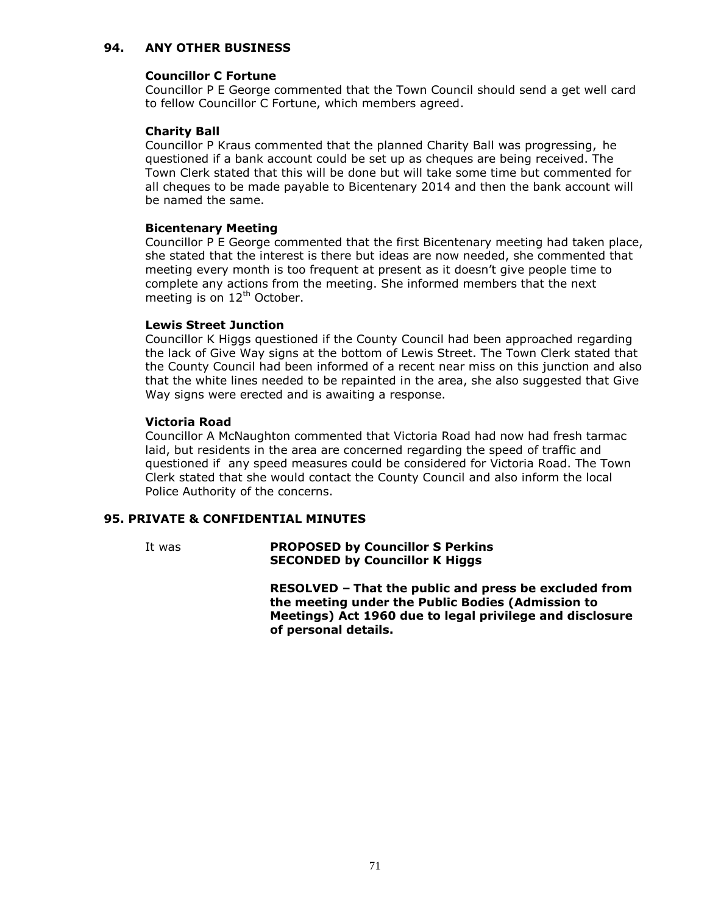## 94. ANY OTHER BUSINESS

**Councillor C Fortune**

Councillor P E George commented that the Town Council should send a get well card to fellow Councillor C Fortune, which members agreed.

**Charity Ball**

Councillor P Kraus commented that the planned Charity Ball was progressing, he questioned if a bank account could be set up as cheques are being received. The Town Clerk stated that this will be done but will take some time but commented for all cheques to be made payable to Bicentenary 2014 and then the bank account will be named the same.

**Bicentenary Meeting**

Councillor P E George commented that the first Bicentenary meeting had taken place, she stated that the interest is there but ideas are now needed, she commented that meeting every month is too frequent at present as it doesn't give people time to complete any actions from the meeting. She informed members that the next meeting is on 12th October.

**Lewis Street Junction**

Councillor K Higgs questioned if the County Council had been approached regarding the lack of Give Way signs at the bottom of Lewis Street. The Town Clerk stated that the County Council had been informed of a recent near miss on this junction and also that the white lines needed to be repainted in the area, she also suggested that Give Way signs were erected and is awaiting a response.

**Victoria Road**

Councillor A McNaughton commented that Victoria Road had now had fresh tarmac laid, but residents in the area are concerned regarding the speed of traffic and questioned if any speed measures could be considered for Victoria Road. The Town Clerk stated that she would contact the County Council and also inform the local Police Authority of the concerns.

## 95. PRIVATE & CONFIDENTIAL MINUTES

It was **PROPOSED by Councillor S Perkins**
**SECONDED by Councillor K Higgs**

**RESOLVED – That the public and press be excluded from the meeting under the Public Bodies (Admission to Meetings) Act 1960 due to legal privilege and disclosure of personal details.**